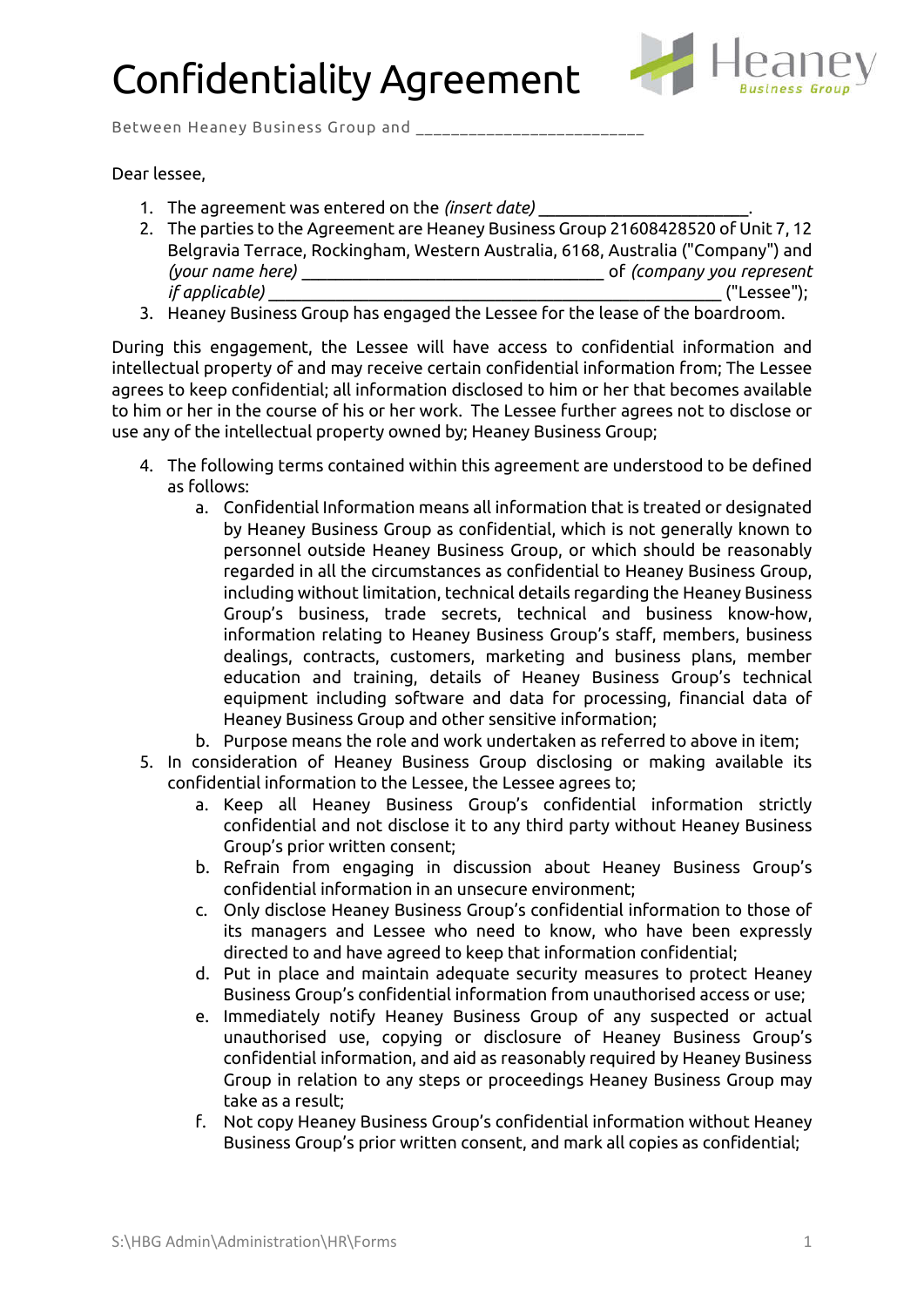# Confidentiality Agreement

Between Heaney Business Group and _________________________

Dear lessee,

1. The agreement was entered on the *(insert date)* _______________________.
2. The parties to the Agreement are Heaney Business Group 21608428520 of Unit 7, 12 Belgravia Terrace, Rockingham, Western Australia, 6168, Australia ("Company") and *(your name here)* _________________________________ of *(company you represent if applicable)* __________________________________________________ ("Lessee");
3. Heaney Business Group has engaged the Lessee for the lease of the boardroom.

During this engagement, the Lessee will have access to confidential information and intellectual property of and may receive certain confidential information from; The Lessee agrees to keep confidential; all information disclosed to him or her that becomes available to him or her in the course of his or her work. The Lessee further agrees not to disclose or use any of the intellectual property owned by; Heaney Business Group;

4. The following terms contained within this agreement are understood to be defined as follows:
   a. Confidential Information means all information that is treated or designated by Heaney Business Group as confidential, which is not generally known to personnel outside Heaney Business Group, or which should be reasonably regarded in all the circumstances as confidential to Heaney Business Group, including without limitation, technical details regarding the Heaney Business Group's business, trade secrets, technical and business know-how, information relating to Heaney Business Group's staff, members, business dealings, contracts, customers, marketing and business plans, member education and training, details of Heaney Business Group's technical equipment including software and data for processing, financial data of Heaney Business Group and other sensitive information;
   b. Purpose means the role and work undertaken as referred to above in item;
5. In consideration of Heaney Business Group disclosing or making available its confidential information to the Lessee, the Lessee agrees to;
   a. Keep all Heaney Business Group's confidential information strictly confidential and not disclose it to any third party without Heaney Business Group's prior written consent;
   b. Refrain from engaging in discussion about Heaney Business Group's confidential information in an unsecure environment;
   c. Only disclose Heaney Business Group's confidential information to those of its managers and Lessee who need to know, who have been expressly directed to and have agreed to keep that information confidential;
   d. Put in place and maintain adequate security measures to protect Heaney Business Group's confidential information from unauthorised access or use;
   e. Immediately notify Heaney Business Group of any suspected or actual unauthorised use, copying or disclosure of Heaney Business Group's confidential information, and aid as reasonably required by Heaney Business Group in relation to any steps or proceedings Heaney Business Group may take as a result;
   f. Not copy Heaney Business Group's confidential information without Heaney Business Group's prior written consent, and mark all copies as confidential;

S:\HBG Admin\Administration\HR\Forms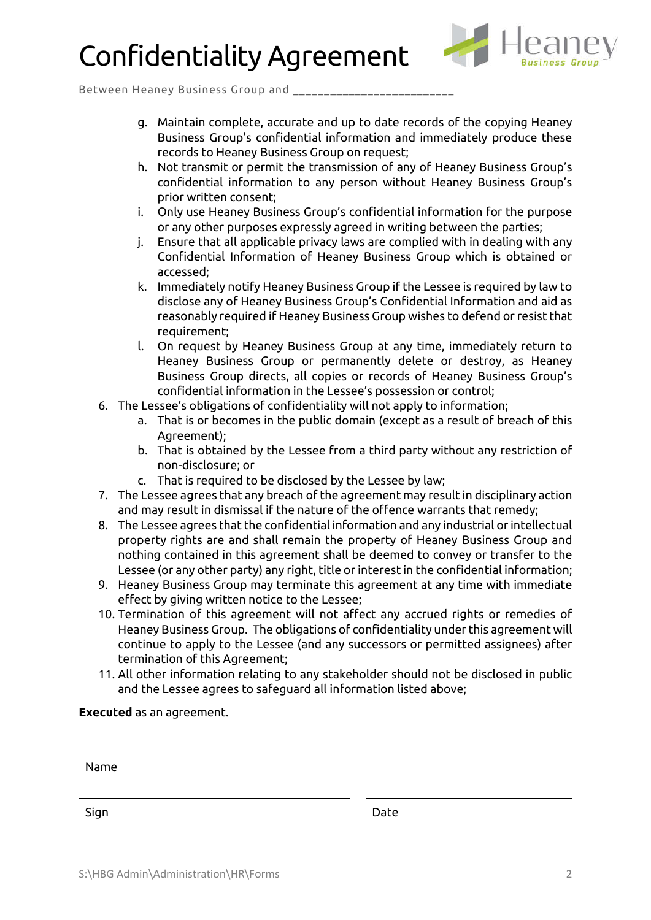g. Maintain complete, accurate and up to date records of the copying Heaney Business Group's confidential information and immediately produce these records to Heaney Business Group on request;
h. Not transmit or permit the transmission of any of Heaney Business Group's confidential information to any person without Heaney Business Group's prior written consent;
i. Only use Heaney Business Group's confidential information for the purpose or any other purposes expressly agreed in writing between the parties;
j. Ensure that all applicable privacy laws are complied with in dealing with any Confidential Information of Heaney Business Group which is obtained or accessed;
k. Immediately notify Heaney Business Group if the Lessee is required by law to disclose any of Heaney Business Group's Confidential Information and aid as reasonably required if Heaney Business Group wishes to defend or resist that requirement;
l. On request by Heaney Business Group at any time, immediately return to Heaney Business Group or permanently delete or destroy, as Heaney Business Group directs, all copies or records of Heaney Business Group's confidential information in the Lessee's possession or control;

6. The Lessee's obligations of confidentiality will not apply to information;
   a. That is or becomes in the public domain (except as a result of breach of this Agreement);
   b. That is obtained by the Lessee from a third party without any restriction of non-disclosure; or
   c. That is required to be disclosed by the Lessee by law;
7. The Lessee agrees that any breach of the agreement may result in disciplinary action and may result in dismissal if the nature of the offence warrants that remedy;
8. The Lessee agrees that the confidential information and any industrial or intellectual property rights are and shall remain the property of Heaney Business Group and nothing contained in this agreement shall be deemed to convey or transfer to the Lessee (or any other party) any right, title or interest in the confidential information;
9. Heaney Business Group may terminate this agreement at any time with immediate effect by giving written notice to the Lessee;
10. Termination of this agreement will not affect any accrued rights or remedies of Heaney Business Group. The obligations of confidentiality under this agreement will continue to apply to the Lessee (and any successors or permitted assignees) after termination of this Agreement;
11. All other information relating to any stakeholder should not be disclosed in public and the Lessee agrees to safeguard all information listed above;

**Executed** as an agreement.

\_\_\_\_\_\_\_\_\_\_\_\_\_\_\_\_\_\_\_\_\_\_\_\_\_\_\_\_\_\_\_\_

Name

\_\_\_\_\_\_\_\_\_\_\_\_\_\_\_\_\_\_\_\_\_\_\_\_\_\_\_\_\_\_\_\_ \_\_\_\_\_\_\_\_\_\_\_\_\_\_\_\_\_\_\_\_\_\_\_\_

Sign Date